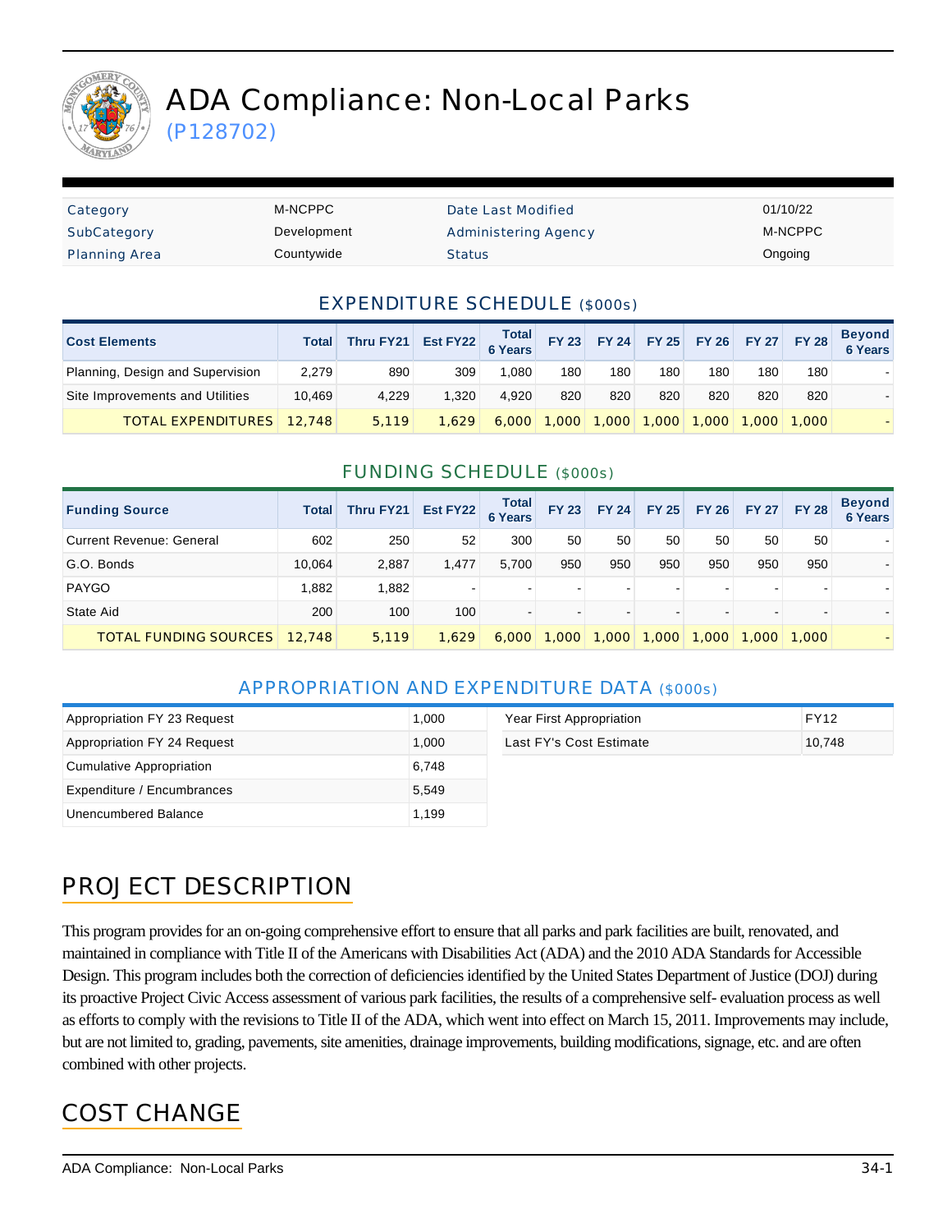# ADA Compliance: Non-Local Parks

(P128702)

| Category | M-NCPPC | Date Last Modified | 01/10/22 |
|---|---|---|---|
| SubCategory | Development | Administering Agency | M-NCPPC |
| Planning Area | Countywide | Status | Ongoing |

## EXPENDITURE SCHEDULE ($000s)

| Cost Elements | Total | Thru FY21 | Est FY22 | Total 6 Years | FY 23 | FY 24 | FY 25 | FY 26 | FY 27 | FY 28 | Beyond 6 Years |
|---|---|---|---|---|---|---|---|---|---|---|---|
| Planning, Design and Supervision | 2,279 | 890 | 309 | 1,080 | 180 | 180 | 180 | 180 | 180 | 180 | - |
| Site Improvements and Utilities | 10,469 | 4,229 | 1,320 | 4,920 | 820 | 820 | 820 | 820 | 820 | 820 | - |
| TOTAL EXPENDITURES | 12,748 | 5,119 | 1,629 | 6,000 | 1,000 | 1,000 | 1,000 | 1,000 | 1,000 | 1,000 | - |

## FUNDING SCHEDULE ($000s)

| Funding Source | Total | Thru FY21 | Est FY22 | Total 6 Years | FY 23 | FY 24 | FY 25 | FY 26 | FY 27 | FY 28 | Beyond 6 Years |
|---|---|---|---|---|---|---|---|---|---|---|---|
| Current Revenue: General | 602 | 250 | 52 | 300 | 50 | 50 | 50 | 50 | 50 | 50 | - |
| G.O. Bonds | 10,064 | 2,887 | 1,477 | 5,700 | 950 | 950 | 950 | 950 | 950 | 950 | - |
| PAYGO | 1,882 | 1,882 | - | - | - | - | - | - | - | - | - |
| State Aid | 200 | 100 | 100 | - | - | - | - | - | - | - | - |
| TOTAL FUNDING SOURCES | 12,748 | 5,119 | 1,629 | 6,000 | 1,000 | 1,000 | 1,000 | 1,000 | 1,000 | 1,000 | - |

## APPROPRIATION AND EXPENDITURE DATA ($000s)

| | |
|---|---|
| Appropriation FY 23 Request | 1,000 |
| Appropriation FY 24 Request | 1,000 |
| Cumulative Appropriation | 6,748 |
| Expenditure / Encumbrances | 5,549 |
| Unencumbered Balance | 1,199 |

| | |
|---|---|
| Year First Appropriation | FY12 |
| Last FY's Cost Estimate | 10,748 |

## PROJECT DESCRIPTION

This program provides for an on-going comprehensive effort to ensure that all parks and park facilities are built, renovated, and maintained in compliance with Title II of the Americans with Disabilities Act (ADA) and the 2010 ADA Standards for Accessible Design. This program includes both the correction of deficiencies identified by the United States Department of Justice (DOJ) during its proactive Project Civic Access assessment of various park facilities, the results of a comprehensive self- evaluation process as well as efforts to comply with the revisions to Title II of the ADA, which went into effect on March 15, 2011. Improvements may include, but are not limited to, grading, pavements, site amenities, drainage improvements, building modifications, signage, etc. and are often combined with other projects.

## COST CHANGE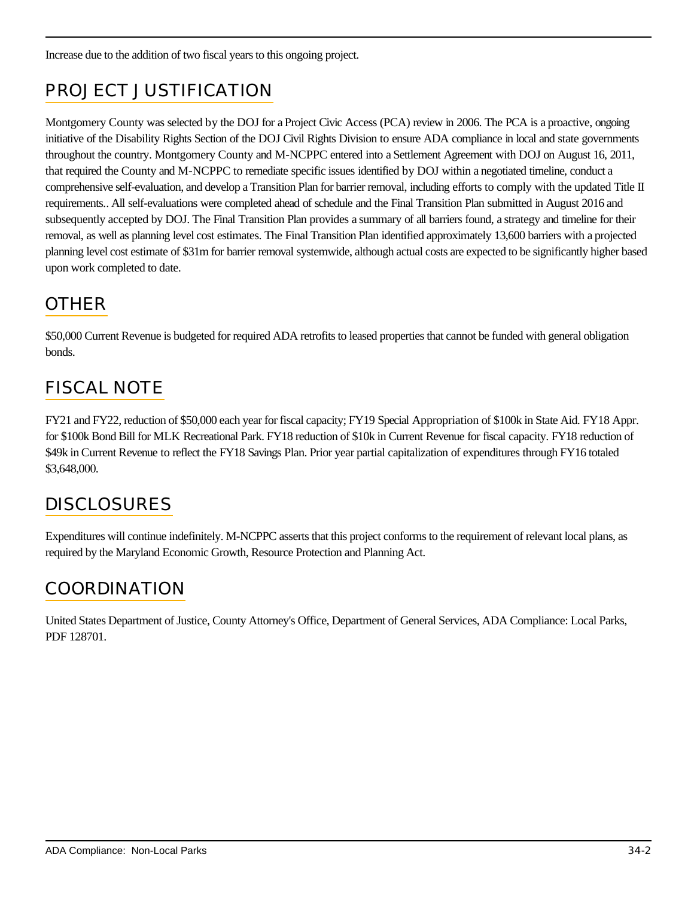Increase due to the addition of two fiscal years to this ongoing project.

## PROJECT JUSTIFICATION

Montgomery County was selected by the DOJ for a Project Civic Access (PCA) review in 2006. The PCA is a proactive, ongoing initiative of the Disability Rights Section of the DOJ Civil Rights Division to ensure ADA compliance in local and state governments throughout the country. Montgomery County and M-NCPPC entered into a Settlement Agreement with DOJ on August 16, 2011, that required the County and M-NCPPC to remediate specific issues identified by DOJ within a negotiated timeline, conduct a comprehensive self-evaluation, and develop a Transition Plan for barrier removal, including efforts to comply with the updated Title II requirements.. All self-evaluations were completed ahead of schedule and the Final Transition Plan submitted in August 2016 and subsequently accepted by DOJ. The Final Transition Plan provides a summary of all barriers found, a strategy and timeline for their removal, as well as planning level cost estimates. The Final Transition Plan identified approximately 13,600 barriers with a projected planning level cost estimate of $31m for barrier removal systemwide, although actual costs are expected to be significantly higher based upon work completed to date.

## OTHER

$50,000 Current Revenue is budgeted for required ADA retrofits to leased properties that cannot be funded with general obligation bonds.

## FISCAL NOTE

FY21 and FY22, reduction of $50,000 each year for fiscal capacity; FY19 Special Appropriation of $100k in State Aid. FY18 Appr. for $100k Bond Bill for MLK Recreational Park. FY18 reduction of $10k in Current Revenue for fiscal capacity. FY18 reduction of $49k in Current Revenue to reflect the FY18 Savings Plan. Prior year partial capitalization of expenditures through FY16 totaled $3,648,000.

## DISCLOSURES

Expenditures will continue indefinitely. M-NCPPC asserts that this project conforms to the requirement of relevant local plans, as required by the Maryland Economic Growth, Resource Protection and Planning Act.

## COORDINATION

United States Department of Justice, County Attorney's Office, Department of General Services, ADA Compliance: Local Parks, PDF 128701.